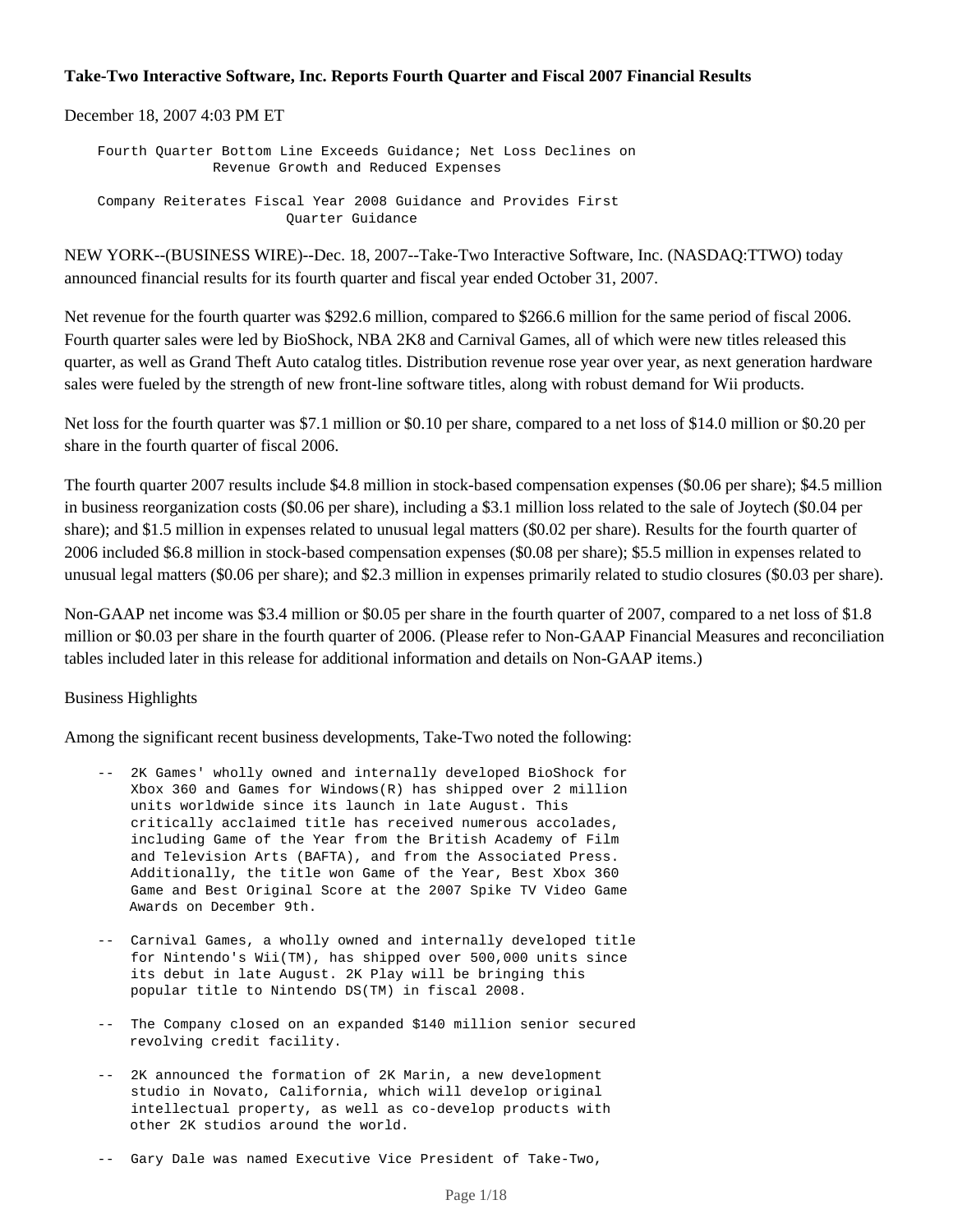**Take-Two Interactive Software, Inc. Reports Fourth Quarter and Fiscal 2007 Financial Results**

December 18, 2007 4:03 PM ET

Fourth Quarter Bottom Line Exceeds Guidance; Net Loss Declines on Revenue Growth and Reduced Expenses

Company Reiterates Fiscal Year 2008 Guidance and Provides First Quarter Guidance

NEW YORK--(BUSINESS WIRE)--Dec. 18, 2007--Take-Two Interactive Software, Inc. (NASDAQ:TTWO) today announced financial results for its fourth quarter and fiscal year ended October 31, 2007.

Net revenue for the fourth quarter was $292.6 million, compared to $266.6 million for the same period of fiscal 2006. Fourth quarter sales were led by BioShock, NBA 2K8 and Carnival Games, all of which were new titles released this quarter, as well as Grand Theft Auto catalog titles. Distribution revenue rose year over year, as next generation hardware sales were fueled by the strength of new front-line software titles, along with robust demand for Wii products.

Net loss for the fourth quarter was $7.1 million or $0.10 per share, compared to a net loss of $14.0 million or $0.20 per share in the fourth quarter of fiscal 2006.

The fourth quarter 2007 results include $4.8 million in stock-based compensation expenses ($0.06 per share); $4.5 million in business reorganization costs ($0.06 per share), including a $3.1 million loss related to the sale of Joytech ($0.04 per share); and $1.5 million in expenses related to unusual legal matters ($0.02 per share). Results for the fourth quarter of 2006 included $6.8 million in stock-based compensation expenses ($0.08 per share); $5.5 million in expenses related to unusual legal matters ($0.06 per share); and $2.3 million in expenses primarily related to studio closures ($0.03 per share).

Non-GAAP net income was $3.4 million or $0.05 per share in the fourth quarter of 2007, compared to a net loss of $1.8 million or $0.03 per share in the fourth quarter of 2006. (Please refer to Non-GAAP Financial Measures and reconciliation tables included later in this release for additional information and details on Non-GAAP items.)

Business Highlights

Among the significant recent business developments, Take-Two noted the following:

- 2K Games' wholly owned and internally developed BioShock for Xbox 360 and Games for Windows(R) has shipped over 2 million units worldwide since its launch in late August. This critically acclaimed title has received numerous accolades, including Game of the Year from the British Academy of Film and Television Arts (BAFTA), and from the Associated Press. Additionally, the title won Game of the Year, Best Xbox 360 Game and Best Original Score at the 2007 Spike TV Video Game Awards on December 9th.
- Carnival Games, a wholly owned and internally developed title for Nintendo's Wii(TM), has shipped over 500,000 units since its debut in late August. 2K Play will be bringing this popular title to Nintendo DS(TM) in fiscal 2008.
- The Company closed on an expanded $140 million senior secured revolving credit facility.
- 2K announced the formation of 2K Marin, a new development studio in Novato, California, which will develop original intellectual property, as well as co-develop products with other 2K studios around the world.
- Gary Dale was named Executive Vice President of Take-Two,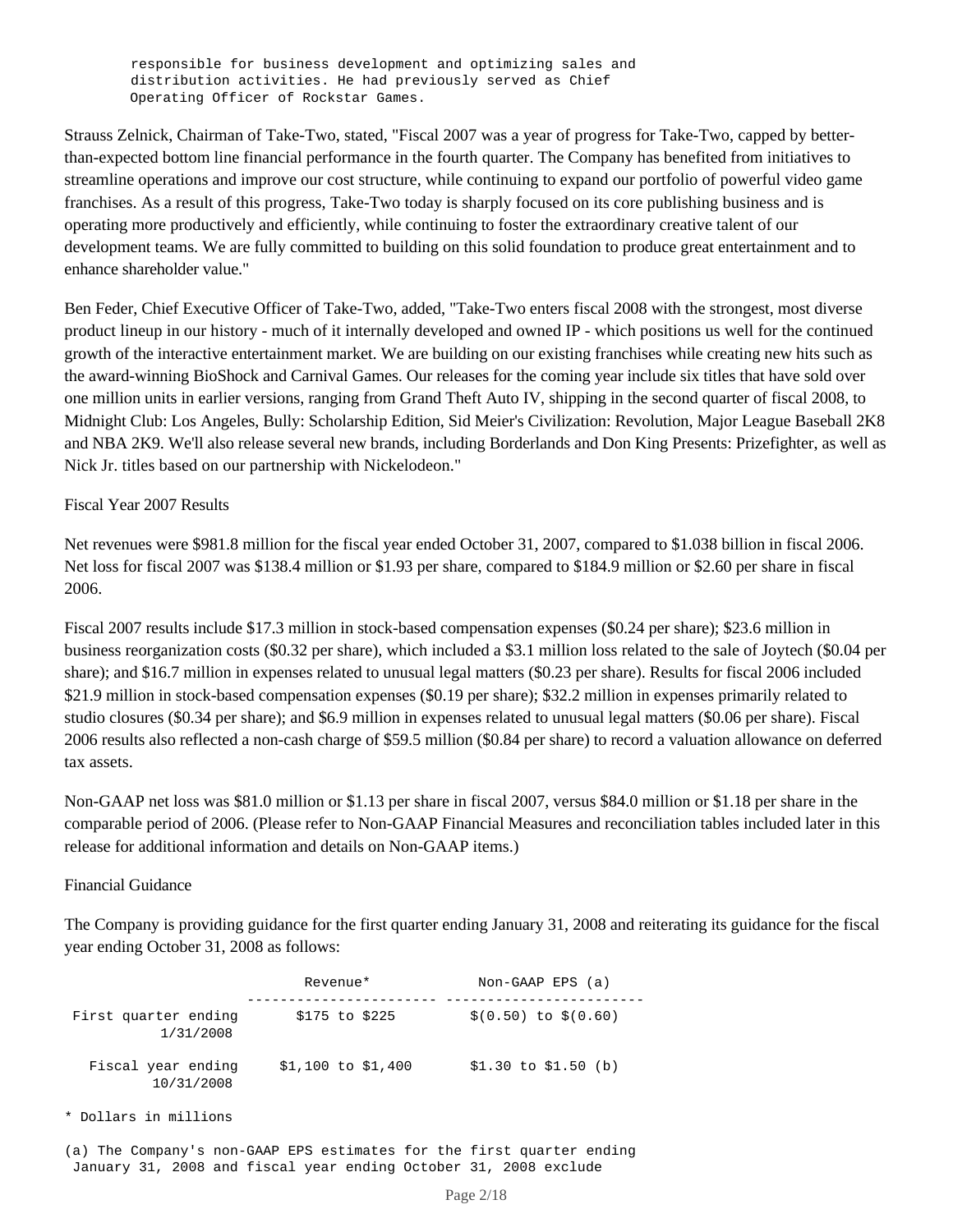responsible for business development and optimizing sales and distribution activities. He had previously served as Chief Operating Officer of Rockstar Games.

Strauss Zelnick, Chairman of Take-Two, stated, "Fiscal 2007 was a year of progress for Take-Two, capped by better-than-expected bottom line financial performance in the fourth quarter. The Company has benefited from initiatives to streamline operations and improve our cost structure, while continuing to expand our portfolio of powerful video game franchises. As a result of this progress, Take-Two today is sharply focused on its core publishing business and is operating more productively and efficiently, while continuing to foster the extraordinary creative talent of our development teams. We are fully committed to building on this solid foundation to produce great entertainment and to enhance shareholder value."

Ben Feder, Chief Executive Officer of Take-Two, added, "Take-Two enters fiscal 2008 with the strongest, most diverse product lineup in our history - much of it internally developed and owned IP - which positions us well for the continued growth of the interactive entertainment market. We are building on our existing franchises while creating new hits such as the award-winning BioShock and Carnival Games. Our releases for the coming year include six titles that have sold over one million units in earlier versions, ranging from Grand Theft Auto IV, shipping in the second quarter of fiscal 2008, to Midnight Club: Los Angeles, Bully: Scholarship Edition, Sid Meier's Civilization: Revolution, Major League Baseball 2K8 and NBA 2K9. We'll also release several new brands, including Borderlands and Don King Presents: Prizefighter, as well as Nick Jr. titles based on our partnership with Nickelodeon."

Fiscal Year 2007 Results

Net revenues were $981.8 million for the fiscal year ended October 31, 2007, compared to $1.038 billion in fiscal 2006. Net loss for fiscal 2007 was $138.4 million or $1.93 per share, compared to $184.9 million or $2.60 per share in fiscal 2006.

Fiscal 2007 results include $17.3 million in stock-based compensation expenses ($0.24 per share); $23.6 million in business reorganization costs ($0.32 per share), which included a $3.1 million loss related to the sale of Joytech ($0.04 per share); and $16.7 million in expenses related to unusual legal matters ($0.23 per share). Results for fiscal 2006 included $21.9 million in stock-based compensation expenses ($0.19 per share); $32.2 million in expenses primarily related to studio closures ($0.34 per share); and $6.9 million in expenses related to unusual legal matters ($0.06 per share). Fiscal 2006 results also reflected a non-cash charge of $59.5 million ($0.84 per share) to record a valuation allowance on deferred tax assets.

Non-GAAP net loss was $81.0 million or $1.13 per share in fiscal 2007, versus $84.0 million or $1.18 per share in the comparable period of 2006. (Please refer to Non-GAAP Financial Measures and reconciliation tables included later in this release for additional information and details on Non-GAAP items.)

Financial Guidance

The Company is providing guidance for the first quarter ending January 31, 2008 and reiterating its guidance for the fiscal year ending October 31, 2008 as follows:

| | Revenue* | Non-GAAP EPS (a) |
|---|---|---|
| First quarter ending 1/31/2008 | $175 to $225 | $(0.50) to $(0.60) |
| Fiscal year ending 10/31/2008 | $1,100 to $1,400 | $1.30 to $1.50 (b) |

\* Dollars in millions

(a) The Company's non-GAAP EPS estimates for the first quarter ending January 31, 2008 and fiscal year ending October 31, 2008 exclude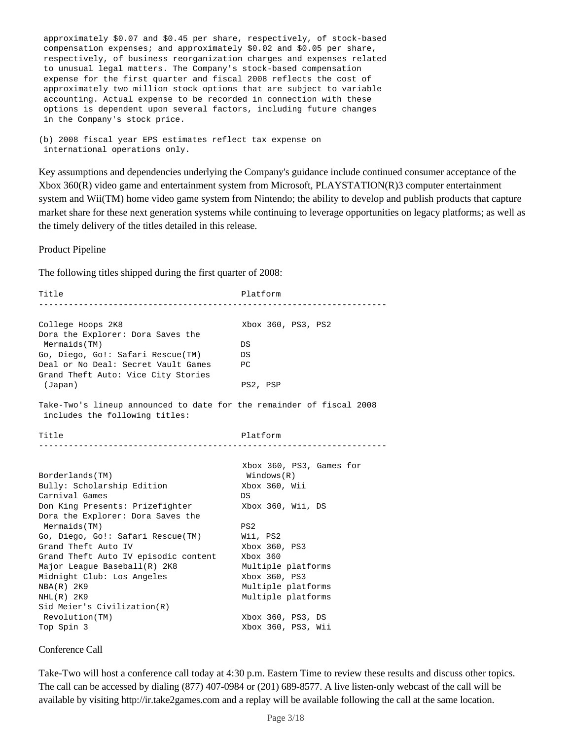approximately $0.07 and $0.45 per share, respectively, of stock-based compensation expenses; and approximately $0.02 and $0.05 per share, respectively, of business reorganization charges and expenses related to unusual legal matters. The Company's stock-based compensation expense for the first quarter and fiscal 2008 reflects the cost of approximately two million stock options that are subject to variable accounting. Actual expense to be recorded in connection with these options is dependent upon several factors, including future changes in the Company's stock price.

(b) 2008 fiscal year EPS estimates reflect tax expense on international operations only.

Key assumptions and dependencies underlying the Company's guidance include continued consumer acceptance of the Xbox 360(R) video game and entertainment system from Microsoft, PLAYSTATION(R)3 computer entertainment system and Wii(TM) home video game system from Nintendo; the ability to develop and publish products that capture market share for these next generation systems while continuing to leverage opportunities on legacy platforms; as well as the timely delivery of the titles detailed in this release.

## Product Pipeline

The following titles shipped during the first quarter of 2008:

| Title | Platform |
|---|---|
| College Hoops 2K8 | Xbox 360, PS3, PS2 |
| Dora the Explorer: Dora Saves the Mermaids(TM) | DS |
| Go, Diego, Go!: Safari Rescue(TM) | DS |
| Deal or No Deal: Secret Vault Games | PC |
| Grand Theft Auto: Vice City Stories (Japan) | PS2, PSP |

Take-Two's lineup announced to date for the remainder of fiscal 2008 includes the following titles:

| Title | Platform |
|---|---|
| Borderlands(TM) | Xbox 360, PS3, Games for Windows(R) |
| Bully: Scholarship Edition | Xbox 360, Wii |
| Carnival Games | DS |
| Don King Presents: Prizefighter | Xbox 360, Wii, DS |
| Dora the Explorer: Dora Saves the Mermaids(TM) | PS2 |
| Go, Diego, Go!: Safari Rescue(TM) | Wii, PS2 |
| Grand Theft Auto IV | Xbox 360, PS3 |
| Grand Theft Auto IV episodic content | Xbox 360 |
| Major League Baseball(R) 2K8 | Multiple platforms |
| Midnight Club: Los Angeles | Xbox 360, PS3 |
| NBA(R) 2K9 | Multiple platforms |
| NHL(R) 2K9 | Multiple platforms |
| Sid Meier's Civilization(R) Revolution(TM) | Xbox 360, PS3, DS |
| Top Spin 3 | Xbox 360, PS3, Wii |

## Conference Call

Take-Two will host a conference call today at 4:30 p.m. Eastern Time to review these results and discuss other topics. The call can be accessed by dialing (877) 407-0984 or (201) 689-8577. A live listen-only webcast of the call will be available by visiting http://ir.take2games.com and a replay will be available following the call at the same location.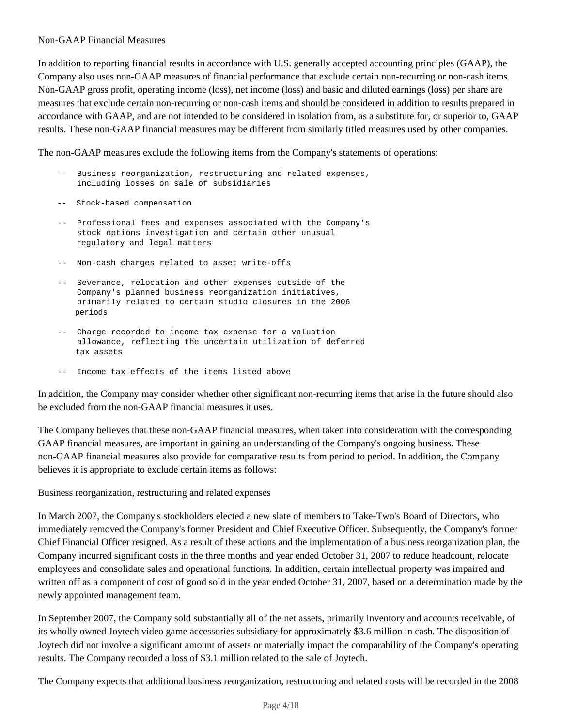## Non-GAAP Financial Measures

In addition to reporting financial results in accordance with U.S. generally accepted accounting principles (GAAP), the Company also uses non-GAAP measures of financial performance that exclude certain non-recurring or non-cash items. Non-GAAP gross profit, operating income (loss), net income (loss) and basic and diluted earnings (loss) per share are measures that exclude certain non-recurring or non-cash items and should be considered in addition to results prepared in accordance with GAAP, and are not intended to be considered in isolation from, as a substitute for, or superior to, GAAP results. These non-GAAP financial measures may be different from similarly titled measures used by other companies.

The non-GAAP measures exclude the following items from the Company's statements of operations:

- Business reorganization, restructuring and related expenses, including losses on sale of subsidiaries
- Stock-based compensation
- Professional fees and expenses associated with the Company's stock options investigation and certain other unusual regulatory and legal matters
- Non-cash charges related to asset write-offs
- Severance, relocation and other expenses outside of the Company's planned business reorganization initiatives, primarily related to certain studio closures in the 2006 periods
- Charge recorded to income tax expense for a valuation allowance, reflecting the uncertain utilization of deferred tax assets
- Income tax effects of the items listed above

In addition, the Company may consider whether other significant non-recurring items that arise in the future should also be excluded from the non-GAAP financial measures it uses.

The Company believes that these non-GAAP financial measures, when taken into consideration with the corresponding GAAP financial measures, are important in gaining an understanding of the Company's ongoing business. These non-GAAP financial measures also provide for comparative results from period to period. In addition, the Company believes it is appropriate to exclude certain items as follows:

### Business reorganization, restructuring and related expenses

In March 2007, the Company's stockholders elected a new slate of members to Take-Two's Board of Directors, who immediately removed the Company's former President and Chief Executive Officer. Subsequently, the Company's former Chief Financial Officer resigned. As a result of these actions and the implementation of a business reorganization plan, the Company incurred significant costs in the three months and year ended October 31, 2007 to reduce headcount, relocate employees and consolidate sales and operational functions. In addition, certain intellectual property was impaired and written off as a component of cost of good sold in the year ended October 31, 2007, based on a determination made by the newly appointed management team.

In September 2007, the Company sold substantially all of the net assets, primarily inventory and accounts receivable, of its wholly owned Joytech video game accessories subsidiary for approximately $3.6 million in cash. The disposition of Joytech did not involve a significant amount of assets or materially impact the comparability of the Company's operating results. The Company recorded a loss of $3.1 million related to the sale of Joytech.

The Company expects that additional business reorganization, restructuring and related costs will be recorded in the 2008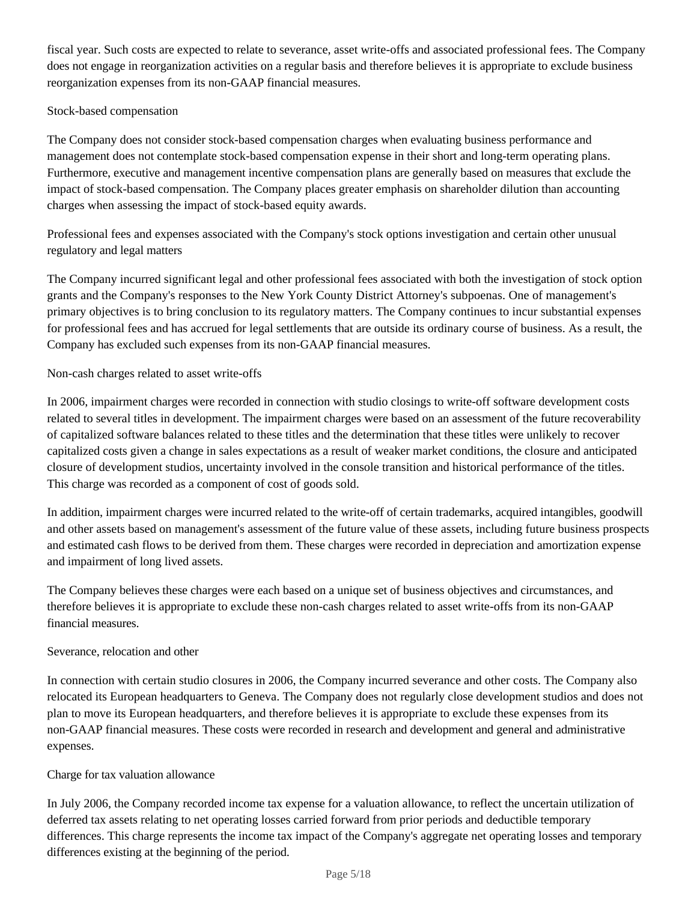fiscal year. Such costs are expected to relate to severance, asset write-offs and associated professional fees. The Company does not engage in reorganization activities on a regular basis and therefore believes it is appropriate to exclude business reorganization expenses from its non-GAAP financial measures.

Stock-based compensation

The Company does not consider stock-based compensation charges when evaluating business performance and management does not contemplate stock-based compensation expense in their short and long-term operating plans. Furthermore, executive and management incentive compensation plans are generally based on measures that exclude the impact of stock-based compensation. The Company places greater emphasis on shareholder dilution than accounting charges when assessing the impact of stock-based equity awards.

Professional fees and expenses associated with the Company's stock options investigation and certain other unusual regulatory and legal matters

The Company incurred significant legal and other professional fees associated with both the investigation of stock option grants and the Company's responses to the New York County District Attorney's subpoenas. One of management's primary objectives is to bring conclusion to its regulatory matters. The Company continues to incur substantial expenses for professional fees and has accrued for legal settlements that are outside its ordinary course of business. As a result, the Company has excluded such expenses from its non-GAAP financial measures.

Non-cash charges related to asset write-offs

In 2006, impairment charges were recorded in connection with studio closings to write-off software development costs related to several titles in development. The impairment charges were based on an assessment of the future recoverability of capitalized software balances related to these titles and the determination that these titles were unlikely to recover capitalized costs given a change in sales expectations as a result of weaker market conditions, the closure and anticipated closure of development studios, uncertainty involved in the console transition and historical performance of the titles. This charge was recorded as a component of cost of goods sold.

In addition, impairment charges were incurred related to the write-off of certain trademarks, acquired intangibles, goodwill and other assets based on management's assessment of the future value of these assets, including future business prospects and estimated cash flows to be derived from them. These charges were recorded in depreciation and amortization expense and impairment of long lived assets.

The Company believes these charges were each based on a unique set of business objectives and circumstances, and therefore believes it is appropriate to exclude these non-cash charges related to asset write-offs from its non-GAAP financial measures.

Severance, relocation and other

In connection with certain studio closures in 2006, the Company incurred severance and other costs. The Company also relocated its European headquarters to Geneva. The Company does not regularly close development studios and does not plan to move its European headquarters, and therefore believes it is appropriate to exclude these expenses from its non-GAAP financial measures. These costs were recorded in research and development and general and administrative expenses.

Charge for tax valuation allowance

In July 2006, the Company recorded income tax expense for a valuation allowance, to reflect the uncertain utilization of deferred tax assets relating to net operating losses carried forward from prior periods and deductible temporary differences. This charge represents the income tax impact of the Company's aggregate net operating losses and temporary differences existing at the beginning of the period.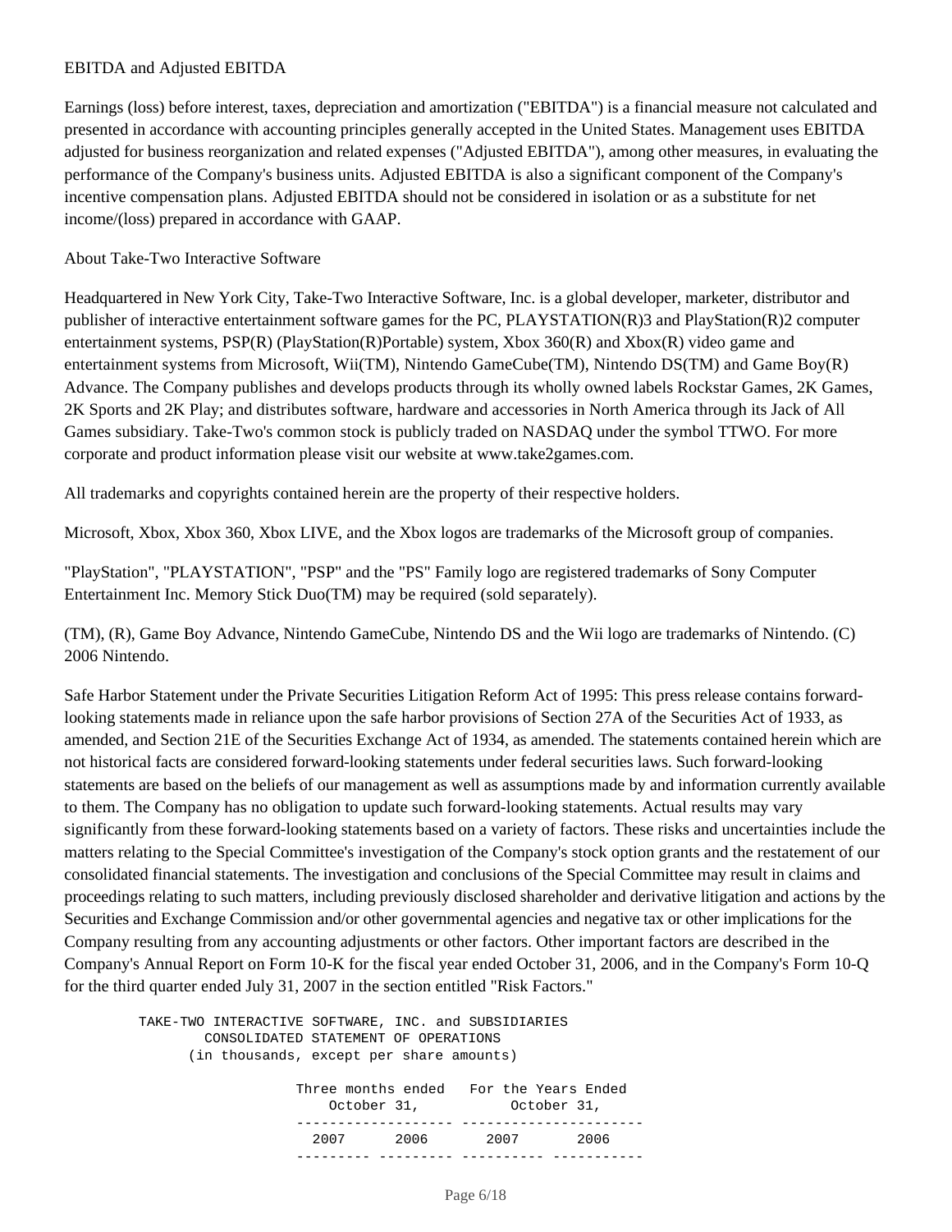EBITDA and Adjusted EBITDA

Earnings (loss) before interest, taxes, depreciation and amortization ("EBITDA") is a financial measure not calculated and presented in accordance with accounting principles generally accepted in the United States. Management uses EBITDA adjusted for business reorganization and related expenses ("Adjusted EBITDA"), among other measures, in evaluating the performance of the Company's business units. Adjusted EBITDA is also a significant component of the Company's incentive compensation plans. Adjusted EBITDA should not be considered in isolation or as a substitute for net income/(loss) prepared in accordance with GAAP.

About Take-Two Interactive Software

Headquartered in New York City, Take-Two Interactive Software, Inc. is a global developer, marketer, distributor and publisher of interactive entertainment software games for the PC, PLAYSTATION(R)3 and PlayStation(R)2 computer entertainment systems, PSP(R) (PlayStation(R)Portable) system, Xbox 360(R) and Xbox(R) video game and entertainment systems from Microsoft, Wii(TM), Nintendo GameCube(TM), Nintendo DS(TM) and Game Boy(R) Advance. The Company publishes and develops products through its wholly owned labels Rockstar Games, 2K Games, 2K Sports and 2K Play; and distributes software, hardware and accessories in North America through its Jack of All Games subsidiary. Take-Two's common stock is publicly traded on NASDAQ under the symbol TTWO. For more corporate and product information please visit our website at www.take2games.com.

All trademarks and copyrights contained herein are the property of their respective holders.

Microsoft, Xbox, Xbox 360, Xbox LIVE, and the Xbox logos are trademarks of the Microsoft group of companies.

"PlayStation", "PLAYSTATION", "PSP" and the "PS" Family logo are registered trademarks of Sony Computer Entertainment Inc. Memory Stick Duo(TM) may be required (sold separately).

(TM), (R), Game Boy Advance, Nintendo GameCube, Nintendo DS and the Wii logo are trademarks of Nintendo. (C) 2006 Nintendo.

Safe Harbor Statement under the Private Securities Litigation Reform Act of 1995: This press release contains forward-looking statements made in reliance upon the safe harbor provisions of Section 27A of the Securities Act of 1933, as amended, and Section 21E of the Securities Exchange Act of 1934, as amended. The statements contained herein which are not historical facts are considered forward-looking statements under federal securities laws. Such forward-looking statements are based on the beliefs of our management as well as assumptions made by and information currently available to them. The Company has no obligation to update such forward-looking statements. Actual results may vary significantly from these forward-looking statements based on a variety of factors. These risks and uncertainties include the matters relating to the Special Committee's investigation of the Company's stock option grants and the restatement of our consolidated financial statements. The investigation and conclusions of the Special Committee may result in claims and proceedings relating to such matters, including previously disclosed shareholder and derivative litigation and actions by the Securities and Exchange Commission and/or other governmental agencies and negative tax or other implications for the Company resulting from any accounting adjustments or other factors. Other important factors are described in the Company's Annual Report on Form 10-K for the fiscal year ended October 31, 2006, and in the Company's Form 10-Q for the third quarter ended July 31, 2007 in the section entitled "Risk Factors."

TAKE-TWO INTERACTIVE SOFTWARE, INC. and SUBSIDIARIES
CONSOLIDATED STATEMENT OF OPERATIONS
(in thousands, except per share amounts)

| | Three months ended October 31, | | For the Years Ended October 31, | |
|---|---|---|---|---|
| | 2007 | 2006 | 2007 | 2006 |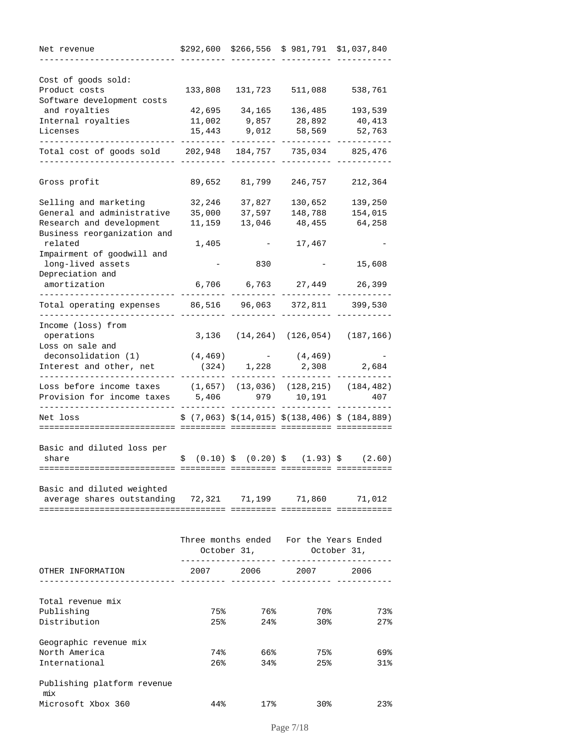| | | | | |
|---|---|---|---|---|
| Net revenue | $292,600 | $266,556 | $ 981,791 | $1,037,840 |
| Cost of goods sold: | | | | |
| Product costs | 133,808 | 131,723 | 511,088 | 538,761 |
| Software development costs and royalties | 42,695 | 34,165 | 136,485 | 193,539 |
| Internal royalties | 11,002 | 9,857 | 28,892 | 40,413 |
| Licenses | 15,443 | 9,012 | 58,569 | 52,763 |
| Total cost of goods sold | 202,948 | 184,757 | 735,034 | 825,476 |
| Gross profit | 89,652 | 81,799 | 246,757 | 212,364 |
| Selling and marketing | 32,246 | 37,827 | 130,652 | 139,250 |
| General and administrative | 35,000 | 37,597 | 148,788 | 154,015 |
| Research and development | 11,159 | 13,046 | 48,455 | 64,258 |
| Business reorganization and related | 1,405 | - | 17,467 | - |
| Impairment of goodwill and long-lived assets | - | 830 | - | 15,608 |
| Depreciation and amortization | 6,706 | 6,763 | 27,449 | 26,399 |
| Total operating expenses | 86,516 | 96,063 | 372,811 | 399,530 |
| Income (loss) from operations | 3,136 | (14,264) | (126,054) | (187,166) |
| Loss on sale and deconsolidation (1) | (4,469) | - | (4,469) | - |
| Interest and other, net | (324) | 1,228 | 2,308 | 2,684 |
| Loss before income taxes | (1,657) | (13,036) | (128,215) | (184,482) |
| Provision for income taxes | 5,406 | 979 | 10,191 | 407 |
| Net loss | $ (7,063) | $(14,015) | $(138,406) | $ (184,889) |
| Basic and diluted loss per share | $ (0.10) | $ (0.20) | $ (1.93) | $ (2.60) |
| Basic and diluted weighted average shares outstanding | 72,321 | 71,199 | 71,860 | 71,012 |

| | Three months ended October 31, | | For the Years Ended October 31, | |
|---|---|---|---|---|
| OTHER INFORMATION | 2007 | 2006 | 2007 | 2006 |
| Total revenue mix | | | | |
| Publishing | 75% | 76% | 70% | 73% |
| Distribution | 25% | 24% | 30% | 27% |
| Geographic revenue mix | | | | |
| North America | 74% | 66% | 75% | 69% |
| International | 26% | 34% | 25% | 31% |
| Publishing platform revenue mix | | | | |
| Microsoft Xbox 360 | 44% | 17% | 30% | 23% |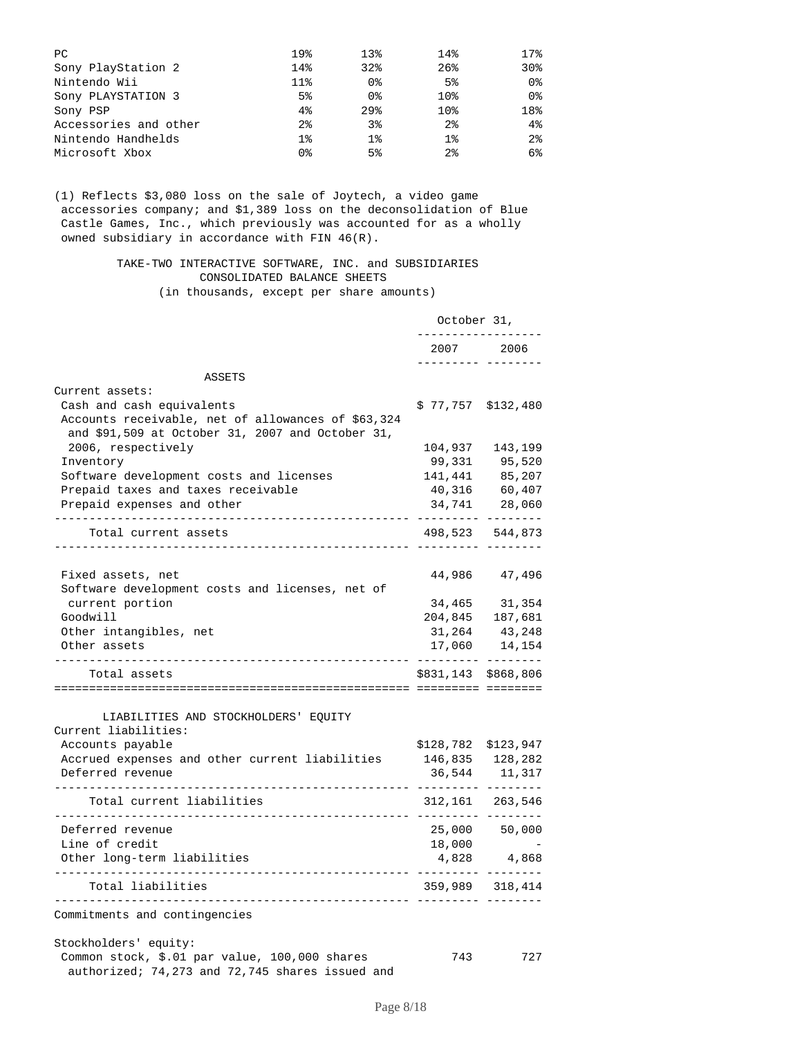| | | | | |
|---|---|---|---|---|
| PC | 19% | 13% | 14% | 17% |
| Sony PlayStation 2 | 14% | 32% | 26% | 30% |
| Nintendo Wii | 11% | 0% | 5% | 0% |
| Sony PLAYSTATION 3 | 5% | 0% | 10% | 0% |
| Sony PSP | 4% | 29% | 10% | 18% |
| Accessories and other | 2% | 3% | 2% | 4% |
| Nintendo Handhelds | 1% | 1% | 1% | 2% |
| Microsoft Xbox | 0% | 5% | 2% | 6% |

(1) Reflects $3,080 loss on the sale of Joytech, a video game accessories company; and $1,389 loss on the deconsolidation of Blue Castle Games, Inc., which previously was accounted for as a wholly owned subsidiary in accordance with FIN 46(R).

TAKE-TWO INTERACTIVE SOFTWARE, INC. and SUBSIDIARIES
CONSOLIDATED BALANCE SHEETS
(in thousands, except per share amounts)

| | October 31, 2007 | October 31, 2006 |
|---|---|---|
| **ASSETS** | | |
| Current assets: | | |
| Cash and cash equivalents | $ 77,757 | $132,480 |
| Accounts receivable, net of allowances of $63,324 and $91,509 at October 31, 2007 and October 31, 2006, respectively | 104,937 | 143,199 |
| Inventory | 99,331 | 95,520 |
| Software development costs and licenses | 141,441 | 85,207 |
| Prepaid taxes and taxes receivable | 40,316 | 60,407 |
| Prepaid expenses and other | 34,741 | 28,060 |
| Total current assets | 498,523 | 544,873 |
| Fixed assets, net | 44,986 | 47,496 |
| Software development costs and licenses, net of current portion | 34,465 | 31,354 |
| Goodwill | 204,845 | 187,681 |
| Other intangibles, net | 31,264 | 43,248 |
| Other assets | 17,060 | 14,154 |
| Total assets | $831,143 | $868,806 |
| **LIABILITIES AND STOCKHOLDERS' EQUITY** | | |
| Current liabilities: | | |
| Accounts payable | $128,782 | $123,947 |
| Accrued expenses and other current liabilities | 146,835 | 128,282 |
| Deferred revenue | 36,544 | 11,317 |
| Total current liabilities | 312,161 | 263,546 |
| Deferred revenue | 25,000 | 50,000 |
| Line of credit | 18,000 | - |
| Other long-term liabilities | 4,828 | 4,868 |
| Total liabilities | 359,989 | 318,414 |
| Commitments and contingencies | | |
| Stockholders' equity: | | |
| Common stock, $.01 par value, 100,000 shares authorized; 74,273 and 72,745 shares issued and | 743 | 727 |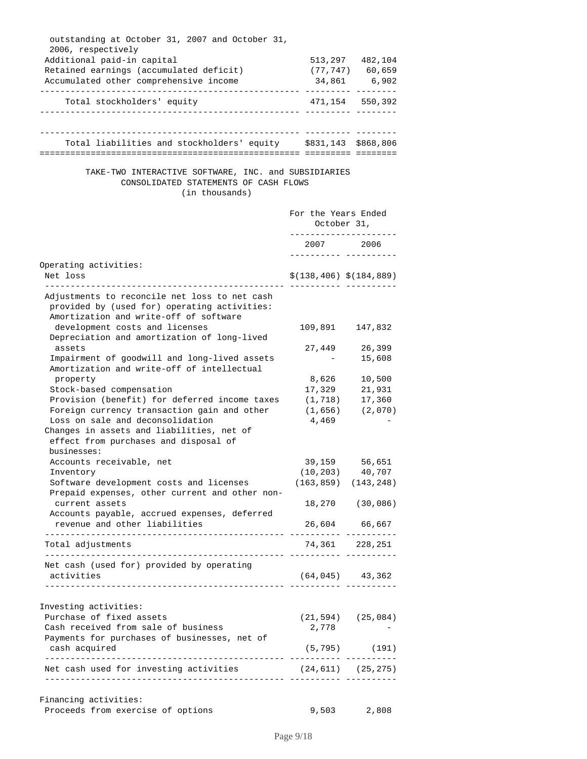| | | |
|---|---|---|
| outstanding at October 31, 2007 and October 31, 2006, respectively | | |
| Additional paid-in capital | 513,297 | 482,104 |
| Retained earnings (accumulated deficit) | (77,747) | 60,659 |
| Accumulated other comprehensive income | 34,861 | 6,902 |
| Total stockholders' equity | 471,154 | 550,392 |
| Total liabilities and stockholders' equity | $831,143 | $868,806 |

## TAKE-TWO INTERACTIVE SOFTWARE, INC. and SUBSIDIARIES
## CONSOLIDATED STATEMENTS OF CASH FLOWS
(in thousands)

| | For the Years Ended October 31, | |
|---|---|---|
| | 2007 | 2006 |
| **Operating activities:** | | |
| Net loss | $(138,406) | $(184,889) |
| Adjustments to reconcile net loss to net cash provided by (used for) operating activities: | | |
| Amortization and write-off of software development costs and licenses | 109,891 | 147,832 |
| Depreciation and amortization of long-lived assets | 27,449 | 26,399 |
| Impairment of goodwill and long-lived assets | - | 15,608 |
| Amortization and write-off of intellectual property | 8,626 | 10,500 |
| Stock-based compensation | 17,329 | 21,931 |
| Provision (benefit) for deferred income taxes | (1,718) | 17,360 |
| Foreign currency transaction gain and other | (1,656) | (2,070) |
| Loss on sale and deconsolidation | 4,469 | - |
| Changes in assets and liabilities, net of effect from purchases and disposal of businesses: | | |
| Accounts receivable, net | 39,159 | 56,651 |
| Inventory | (10,203) | 40,707 |
| Software development costs and licenses | (163,859) | (143,248) |
| Prepaid expenses, other current and other non-current assets | 18,270 | (30,086) |
| Accounts payable, accrued expenses, deferred revenue and other liabilities | 26,604 | 66,667 |
| Total adjustments | 74,361 | 228,251 |
| Net cash (used for) provided by operating activities | (64,045) | 43,362 |
| **Investing activities:** | | |
| Purchase of fixed assets | (21,594) | (25,084) |
| Cash received from sale of business | 2,778 | - |
| Payments for purchases of businesses, net of cash acquired | (5,795) | (191) |
| Net cash used for investing activities | (24,611) | (25,275) |
| **Financing activities:** | | |
| Proceeds from exercise of options | 9,503 | 2,808 |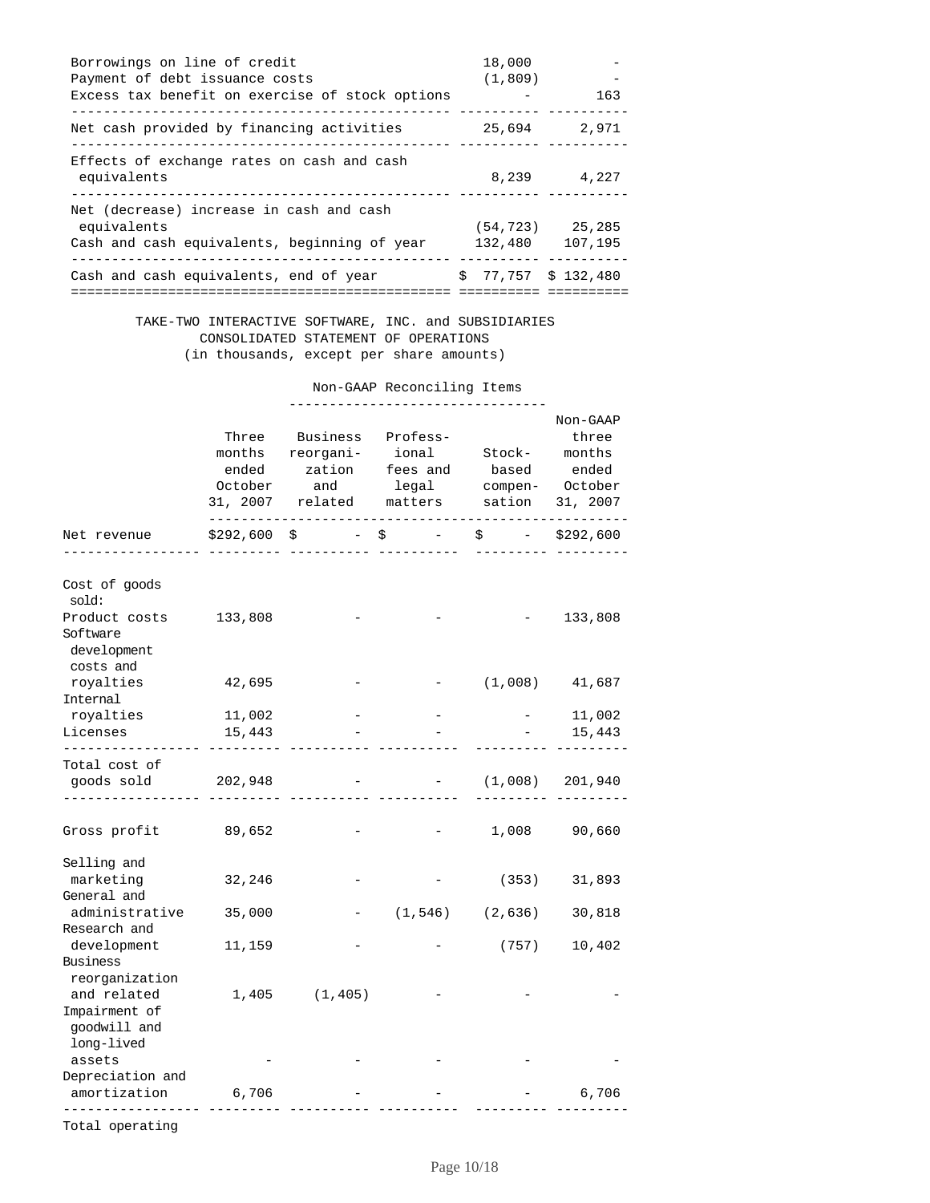| | | |
|---|---|---|
| Borrowings on line of credit | 18,000 | - |
| Payment of debt issuance costs | (1,809) | - |
| Excess tax benefit on exercise of stock options | - | 163 |
| Net cash provided by financing activities | 25,694 | 2,971 |
| Effects of exchange rates on cash and cash equivalents | 8,239 | 4,227 |
| Net (decrease) increase in cash and cash equivalents | (54,723) | 25,285 |
| Cash and cash equivalents, beginning of year | 132,480 | 107,195 |
| Cash and cash equivalents, end of year | $ 77,757 | $ 132,480 |

TAKE-TWO INTERACTIVE SOFTWARE, INC. and SUBSIDIARIES
CONSOLIDATED STATEMENT OF OPERATIONS
(in thousands, except per share amounts)

| | | Non-GAAP Reconciling Items | | | |
|---|---|---|---|---|---|
| | Three months ended October 31, 2007 | Business reorganization and related | Professional fees and legal matters | Stock-based compensation | Non-GAAP three months ended October 31, 2007 |
| Net revenue | $292,600 | $ - | $ - | $ - | $292,600 |
| Cost of goods sold: | | | | | |
| Product costs | 133,808 | - | - | - | 133,808 |
| Software development costs and royalties | 42,695 | - | - | (1,008) | 41,687 |
| Internal royalties | 11,002 | - | - | - | 11,002 |
| Licenses | 15,443 | - | - | - | 15,443 |
| Total cost of goods sold | 202,948 | - | - | (1,008) | 201,940 |
| Gross profit | 89,652 | - | - | 1,008 | 90,660 |
| Selling and marketing | 32,246 | - | - | (353) | 31,893 |
| General and administrative | 35,000 | - | (1,546) | (2,636) | 30,818 |
| Research and development | 11,159 | - | - | (757) | 10,402 |
| Business reorganization and related | 1,405 | (1,405) | - | - | - |
| Impairment of goodwill and long-lived assets | - | - | - | - | - |
| Depreciation and amortization | 6,706 | - | - | - | 6,706 |
| Total operating | | | | | |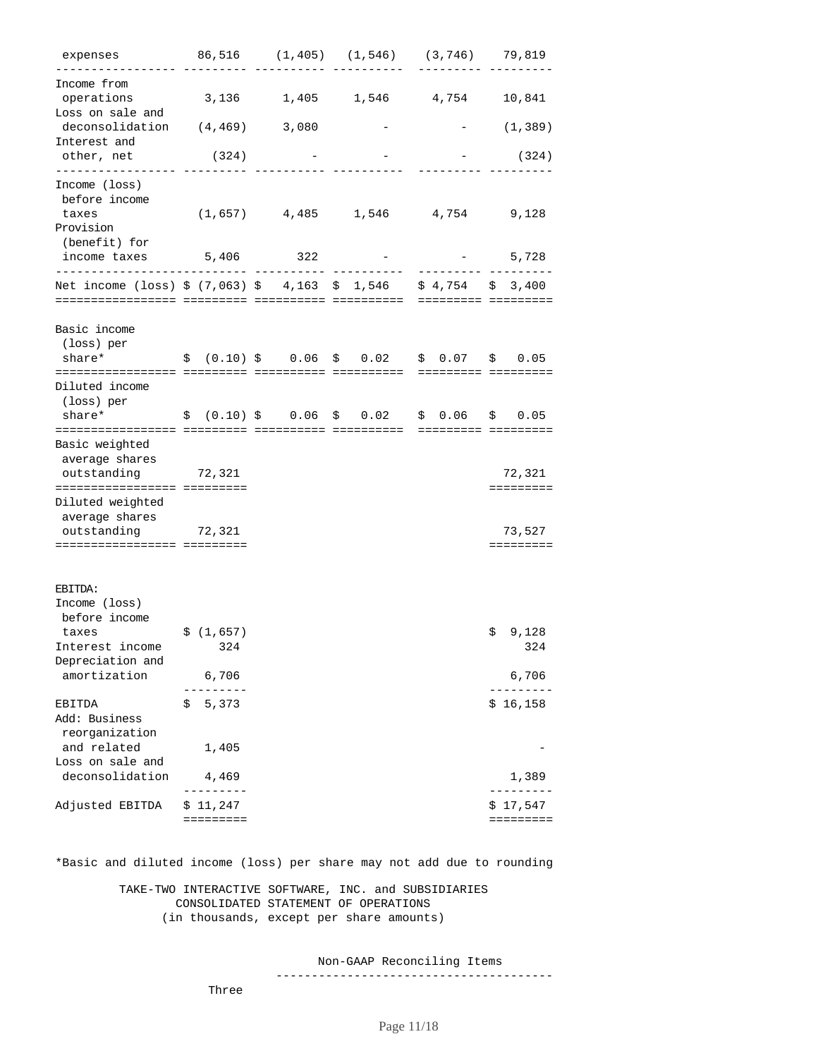| | | | | | |
|---|---|---|---|---|---|
| expenses | 86,516 | (1,405) | (1,546) | (3,746) | 79,819 |
| Income from operations | 3,136 | 1,405 | 1,546 | 4,754 | 10,841 |
| Loss on sale and deconsolidation | (4,469) | 3,080 | - | - | (1,389) |
| Interest and other, net | (324) | - | - | - | (324) |
| Income (loss) before income taxes | (1,657) | 4,485 | 1,546 | 4,754 | 9,128 |
| Provision (benefit) for income taxes | 5,406 | 322 | - | - | 5,728 |
| Net income (loss) | $ (7,063) | $ 4,163 | $ 1,546 | $ 4,754 | $ 3,400 |
| Basic income (loss) per share* | $ (0.10) | $ 0.06 | $ 0.02 | $ 0.07 | $ 0.05 |
| Diluted income (loss) per share* | $ (0.10) | $ 0.06 | $ 0.02 | $ 0.06 | $ 0.05 |
| Basic weighted average shares outstanding | 72,321 | | | | 72,321 |
| Diluted weighted average shares outstanding | 72,321 | | | | 73,527 |

| EBITDA: | | |
|---|---|---|
| Income (loss) before income taxes | $ (1,657) | $ 9,128 |
| Interest income | 324 | 324 |
| Depreciation and amortization | 6,706 | 6,706 |
| EBITDA | $ 5,373 | $ 16,158 |
| Add: Business reorganization and related | 1,405 | - |
| Loss on sale and deconsolidation | 4,469 | 1,389 |
| Adjusted EBITDA | $ 11,247 | $ 17,547 |

*Basic and diluted income (loss) per share may not add due to rounding

TAKE-TWO INTERACTIVE SOFTWARE, INC. and SUBSIDIARIES
CONSOLIDATED STATEMENT OF OPERATIONS
(in thousands, except per share amounts)

Non-GAAP Reconciling Items

Three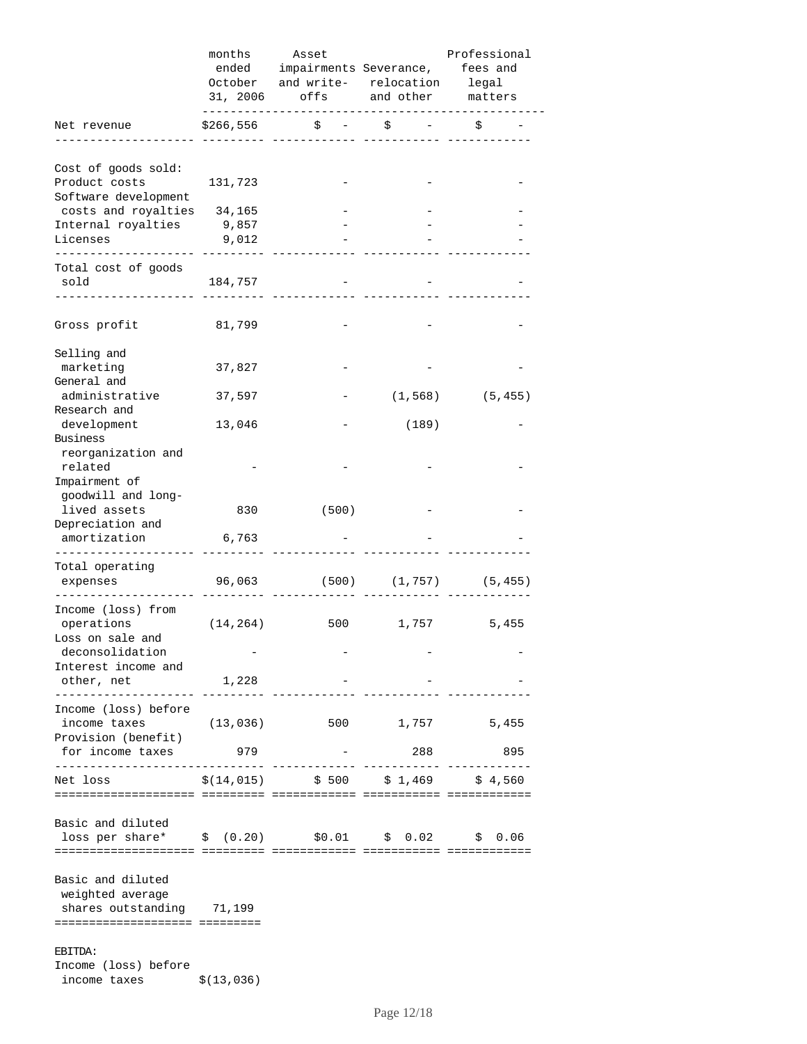| | months ended October 31, 2006 | Asset impairments and write-offs | Severance, relocation and other | Professional fees and legal matters |
|---|---|---|---|---|
| Net revenue | $266,556 | $ - | $ - | $ - |
| Cost of goods sold: | | | | |
| Product costs | 131,723 | - | - | - |
| Software development costs and royalties | 34,165 | - | - | - |
| Internal royalties | 9,857 | - | - | - |
| Licenses | 9,012 | - | - | - |
| Total cost of goods sold | 184,757 | - | - | - |
| Gross profit | 81,799 | - | - | - |
| Selling and marketing | 37,827 | - | - | - |
| General and administrative | 37,597 | - | (1,568) | (5,455) |
| Research and development | 13,046 | - | (189) | - |
| Business reorganization and related | - | - | - | - |
| Impairment of goodwill and long-lived assets | 830 | (500) | - | - |
| Depreciation and amortization | 6,763 | - | - | - |
| Total operating expenses | 96,063 | (500) | (1,757) | (5,455) |
| Income (loss) from operations | (14,264) | 500 | 1,757 | 5,455 |
| Loss on sale and deconsolidation | - | - | - | - |
| Interest income and other, net | 1,228 | - | - | - |
| Income (loss) before income taxes | (13,036) | 500 | 1,757 | 5,455 |
| Provision (benefit) for income taxes | 979 | - | 288 | 895 |
| Net loss | $(14,015) | $ 500 | $ 1,469 | $ 4,560 |
| Basic and diluted loss per share* | $ (0.20) | $0.01 | $ 0.02 | $ 0.06 |
| Basic and diluted weighted average shares outstanding | 71,199 | | | |
| EBITDA: | | | | |
| Income (loss) before income taxes | $(13,036) | | | |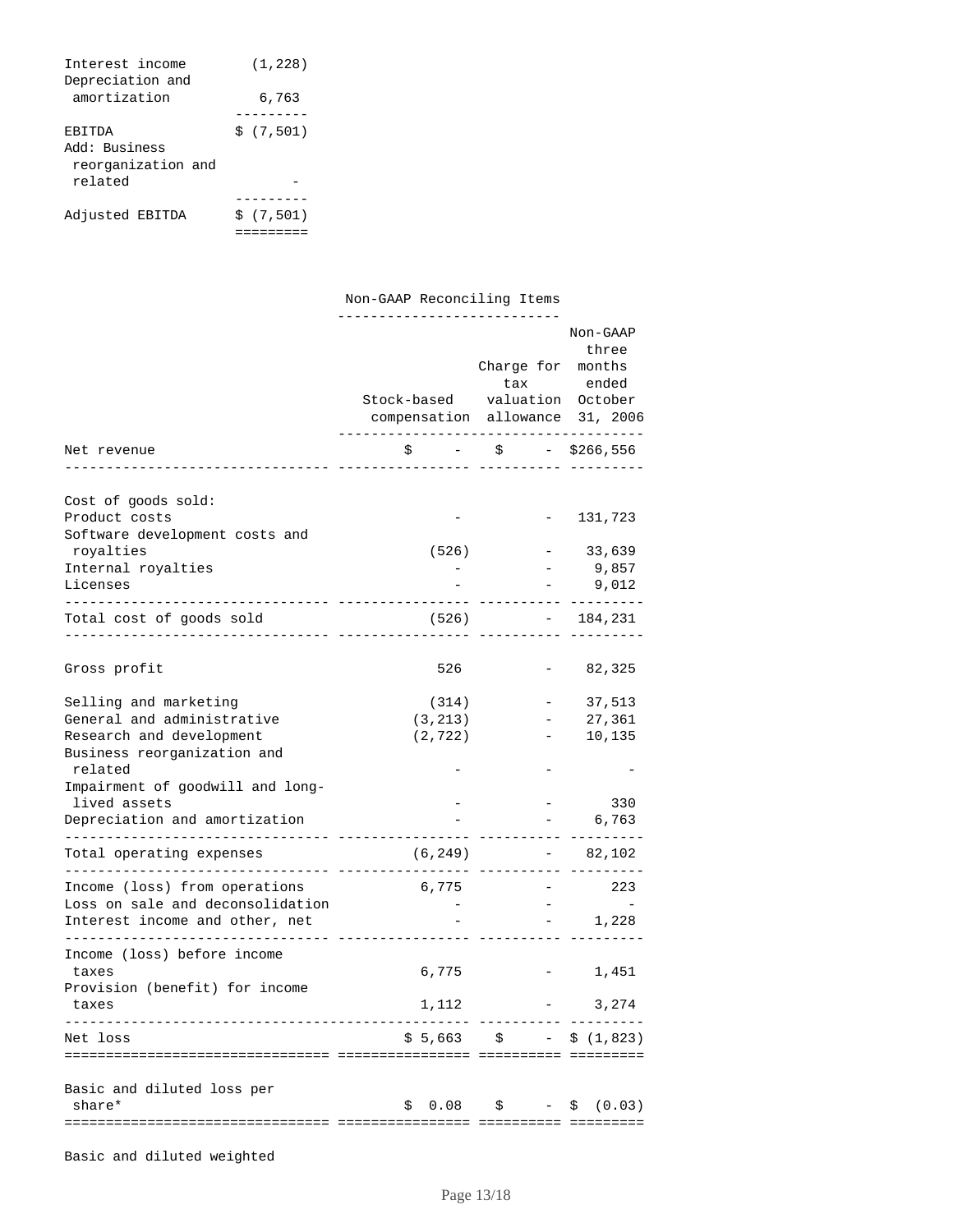| | |
|---|---|
| Interest income | (1,228) |
| Depreciation and amortization | 6,763 |
| EBITDA | $ (7,501) |
| Add: Business reorganization and related | - |
| Adjusted EBITDA | $ (7,501) |

| | Non-GAAP Reconciling Items | | |
|---|---|---|---|
| | Stock-based compensation | Charge for tax valuation allowance | Non-GAAP three months ended October 31, 2006 |
| Net revenue | $ - | $ - | $266,556 |
| Cost of goods sold: | | | |
| Product costs | - | - | 131,723 |
| Software development costs and royalties | (526) | - | 33,639 |
| Internal royalties | - | - | 9,857 |
| Licenses | - | - | 9,012 |
| Total cost of goods sold | (526) | - | 184,231 |
| Gross profit | 526 | - | 82,325 |
| Selling and marketing | (314) | - | 37,513 |
| General and administrative | (3,213) | - | 27,361 |
| Research and development | (2,722) | - | 10,135 |
| Business reorganization and related | - | - | - |
| Impairment of goodwill and long-lived assets | - | - | 330 |
| Depreciation and amortization | - | - | 6,763 |
| Total operating expenses | (6,249) | - | 82,102 |
| Income (loss) from operations | 6,775 | - | 223 |
| Loss on sale and deconsolidation | - | - | - |
| Interest income and other, net | - | - | 1,228 |
| Income (loss) before income taxes | 6,775 | - | 1,451 |
| Provision (benefit) for income taxes | 1,112 | - | 3,274 |
| Net loss | $ 5,663 | $ - | $ (1,823) |
| Basic and diluted loss per share* | $ 0.08 | $ - | $ (0.03) |

Basic and diluted weighted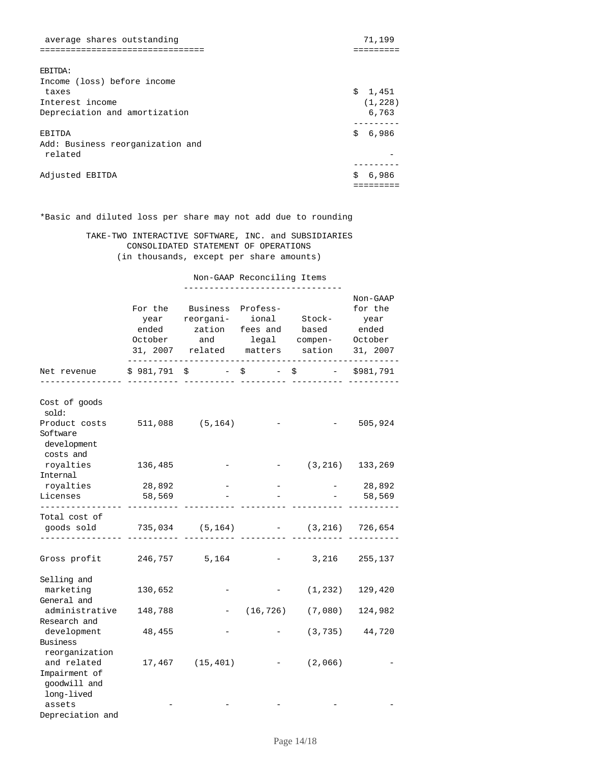| | |
|---|---|
| average shares outstanding | 71,199 |

| EBITDA: | |
|---|---|
| Income (loss) before income taxes | $ 1,451 |
| Interest income | (1,228) |
| Depreciation and amortization | 6,763 |
| EBITDA | $ 6,986 |
| Add: Business reorganization and related | - |
| Adjusted EBITDA | $ 6,986 |

*Basic and diluted loss per share may not add due to rounding

TAKE-TWO INTERACTIVE SOFTWARE, INC. and SUBSIDIARIES
CONSOLIDATED STATEMENT OF OPERATIONS
(in thousands, except per share amounts)

| | | Non-GAAP Reconciling Items | | | |
|---|---|---|---|---|---|
| | For the year ended October 31, 2007 | Business reorganization and related | Professional fees and legal matters | Stock-based compensation | Non-GAAP for the year ended October 31, 2007 |
| Net revenue | $ 981,791 | $ - | $ - | $ - | $981,791 |
| Cost of goods sold: | | | | | |
| Product costs | 511,088 | (5,164) | - | - | 505,924 |
| Software development costs and royalties | 136,485 | - | - | (3,216) | 133,269 |
| Internal royalties | 28,892 | - | - | - | 28,892 |
| Licenses | 58,569 | - | - | - | 58,569 |
| Total cost of goods sold | 735,034 | (5,164) | - | (3,216) | 726,654 |
| Gross profit | 246,757 | 5,164 | - | 3,216 | 255,137 |
| Selling and marketing | 130,652 | - | - | (1,232) | 129,420 |
| General and administrative | 148,788 | - | (16,726) | (7,080) | 124,982 |
| Research and development | 48,455 | - | - | (3,735) | 44,720 |
| Business reorganization and related | 17,467 | (15,401) | - | (2,066) | - |
| Impairment of goodwill and long-lived assets | - | - | - | - | - |
| Depreciation and | | | | | |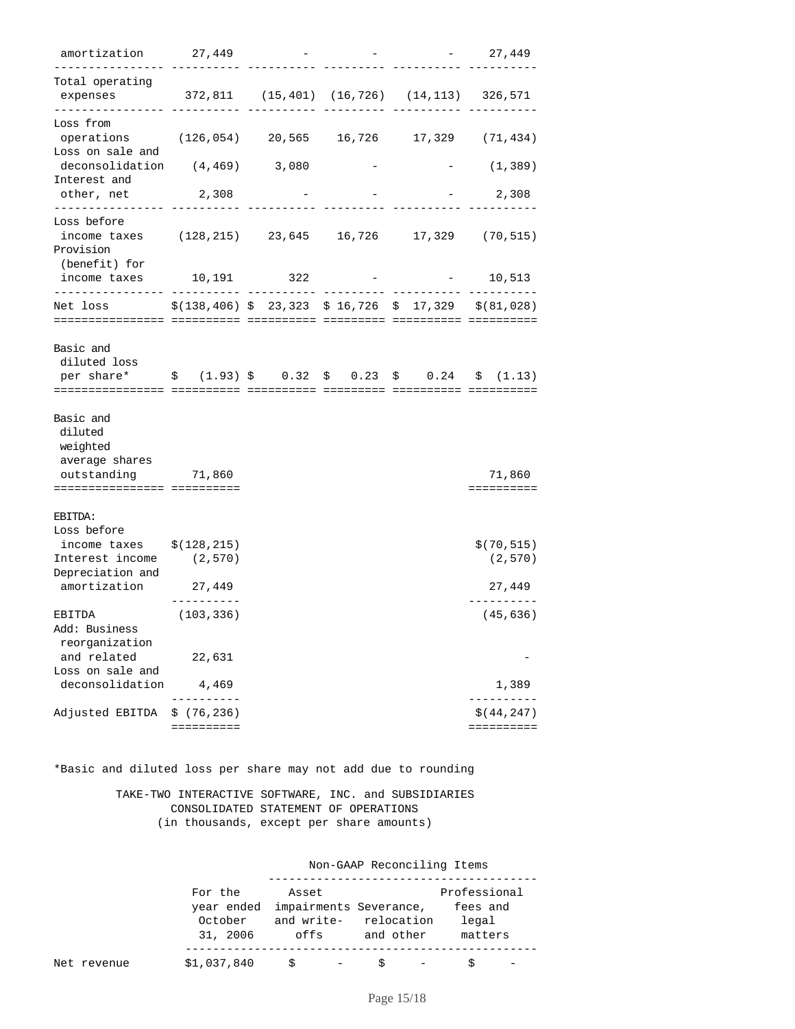| | | | | | |
|---|---|---|---|---|---|
| amortization | 27,449 | - | - | - | 27,449 |
| Total operating expenses | 372,811 | (15,401) | (16,726) | (14,113) | 326,571 |
| Loss from operations | (126,054) | 20,565 | 16,726 | 17,329 | (71,434) |
| Loss on sale and deconsolidation | (4,469) | 3,080 | - | - | (1,389) |
| Interest and other, net | 2,308 | - | - | - | 2,308 |
| Loss before income taxes | (128,215) | 23,645 | 16,726 | 17,329 | (70,515) |
| Provision (benefit) for income taxes | 10,191 | 322 | - | - | 10,513 |
| Net loss | $(138,406) | $ 23,323 | $ 16,726 | $ 17,329 | $(81,028) |
| Basic and diluted loss per share* | $ (1.93) | $ 0.32 | $ 0.23 | $ 0.24 | $ (1.13) |
| Basic and diluted weighted average shares outstanding | 71,860 | | | | 71,860 |
| EBITDA: | | | | | |
| Loss before income taxes | $(128,215) | | | | $(70,515) |
| Interest income | (2,570) | | | | (2,570) |
| Depreciation and amortization | 27,449 | | | | 27,449 |
| EBITDA | (103,336) | | | | (45,636) |
| Add: Business reorganization and related | 22,631 | | | | - |
| Loss on sale and deconsolidation | 4,469 | | | | 1,389 |
| Adjusted EBITDA | $ (76,236) | | | | $(44,247) |

*Basic and diluted loss per share may not add due to rounding

TAKE-TWO INTERACTIVE SOFTWARE, INC. and SUBSIDIARIES
CONSOLIDATED STATEMENT OF OPERATIONS
(in thousands, except per share amounts)

| | | Non-GAAP Reconciling Items | | |
|---|---|---|---|---|
| | For the year ended October 31, 2006 | Asset impairments and write-offs | Severance, relocation and other | Professional fees and legal matters |
| Net revenue | $1,037,840 | $ - | $ - | $ - |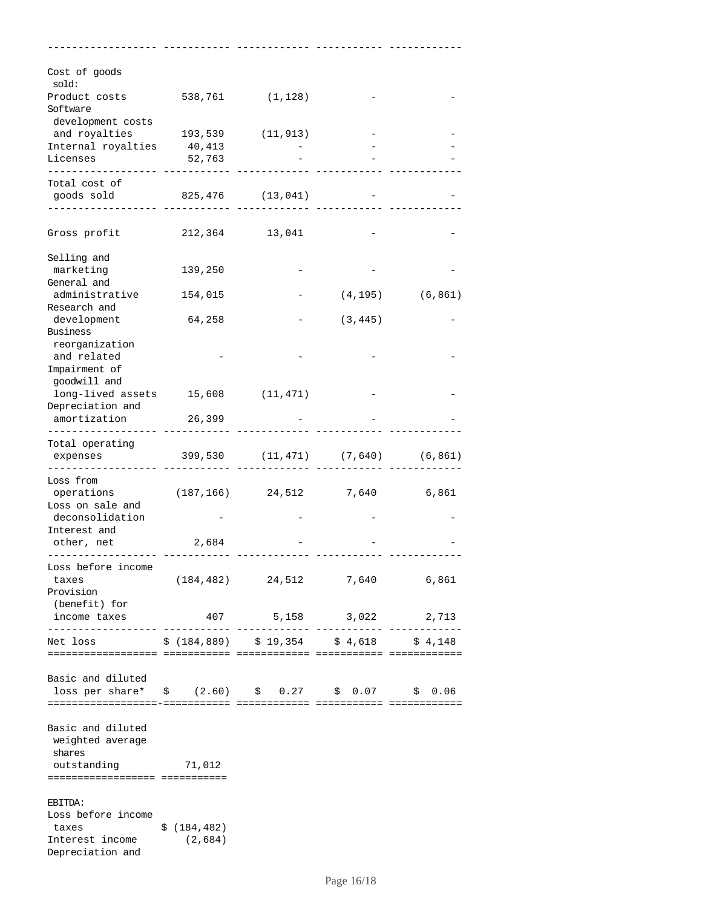| | | | | |
|---|---|---|---|---|
| Cost of goods sold: | | | | |
| Product costs | 538,761 | (1,128) | - | - |
| Software development costs and royalties | 193,539 | (11,913) | - | - |
| Internal royalties | 40,413 | - | - | - |
| Licenses | 52,763 | - | - | - |
| Total cost of goods sold | 825,476 | (13,041) | - | - |
| Gross profit | 212,364 | 13,041 | - | - |
| Selling and marketing | 139,250 | - | - | - |
| General and administrative | 154,015 | - | (4,195) | (6,861) |
| Research and development | 64,258 | - | (3,445) | - |
| Business reorganization and related | - | - | - | - |
| Impairment of goodwill and long-lived assets | 15,608 | (11,471) | - | - |
| Depreciation and amortization | 26,399 | - | - | - |
| Total operating expenses | 399,530 | (11,471) | (7,640) | (6,861) |
| Loss from operations | (187,166) | 24,512 | 7,640 | 6,861 |
| Loss on sale and deconsolidation | - | - | - | - |
| Interest and other, net | 2,684 | - | - | - |
| Loss before income taxes | (184,482) | 24,512 | 7,640 | 6,861 |
| Provision (benefit) for income taxes | 407 | 5,158 | 3,022 | 2,713 |
| Net loss | $ (184,889) | $ 19,354 | $ 4,618 | $ 4,148 |
| Basic and diluted loss per share* | $ (2.60) | $ 0.27 | $ 0.07 | $ 0.06 |
| Basic and diluted weighted average shares outstanding | 71,012 | | | |

| EBITDA: | |
|---|---|
| Loss before income taxes | $ (184,482) |
| Interest income | (2,684) |
| Depreciation and | |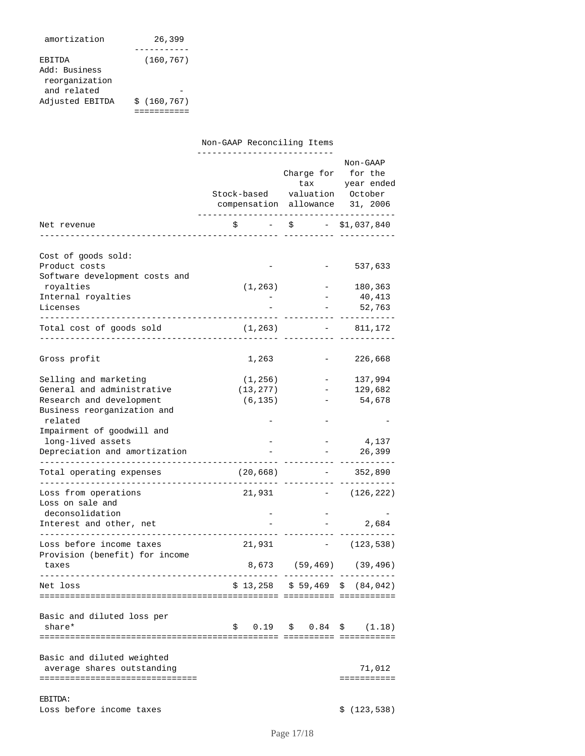| | |
|---|---|
| amortization | 26,399 |
| EBITDA | (160,767) |
| Add: Business reorganization and related | - |
| Adjusted EBITDA | $ (160,767) |

| | Non-GAAP Reconciling Items | | |
|---|---|---|---|
| | Stock-based compensation | Charge for tax valuation allowance | Non-GAAP for the year ended October 31, 2006 |
| Net revenue | $ - | $ - | $1,037,840 |
| Cost of goods sold: | | | |
| Product costs | - | - | 537,633 |
| Software development costs and royalties | (1,263) | - | 180,363 |
| Internal royalties | - | - | 40,413 |
| Licenses | - | - | 52,763 |
| Total cost of goods sold | (1,263) | - | 811,172 |
| Gross profit | 1,263 | - | 226,668 |
| Selling and marketing | (1,256) | - | 137,994 |
| General and administrative | (13,277) | - | 129,682 |
| Research and development | (6,135) | - | 54,678 |
| Business reorganization and related | - | - | - |
| Impairment of goodwill and long-lived assets | - | - | 4,137 |
| Depreciation and amortization | - | - | 26,399 |
| Total operating expenses | (20,668) | - | 352,890 |
| Loss from operations | 21,931 | - | (126,222) |
| Loss on sale and deconsolidation | - | - | - |
| Interest and other, net | - | - | 2,684 |
| Loss before income taxes | 21,931 | - | (123,538) |
| Provision (benefit) for income taxes | 8,673 | (59,469) | (39,496) |
| Net loss | $ 13,258 | $ 59,469 | $ (84,042) |
| Basic and diluted loss per share* | $ 0.19 | $ 0.84 | $ (1.18) |
| Basic and diluted weighted average shares outstanding | | | 71,012 |
| EBITDA: | | | |
| Loss before income taxes | | | $ (123,538) |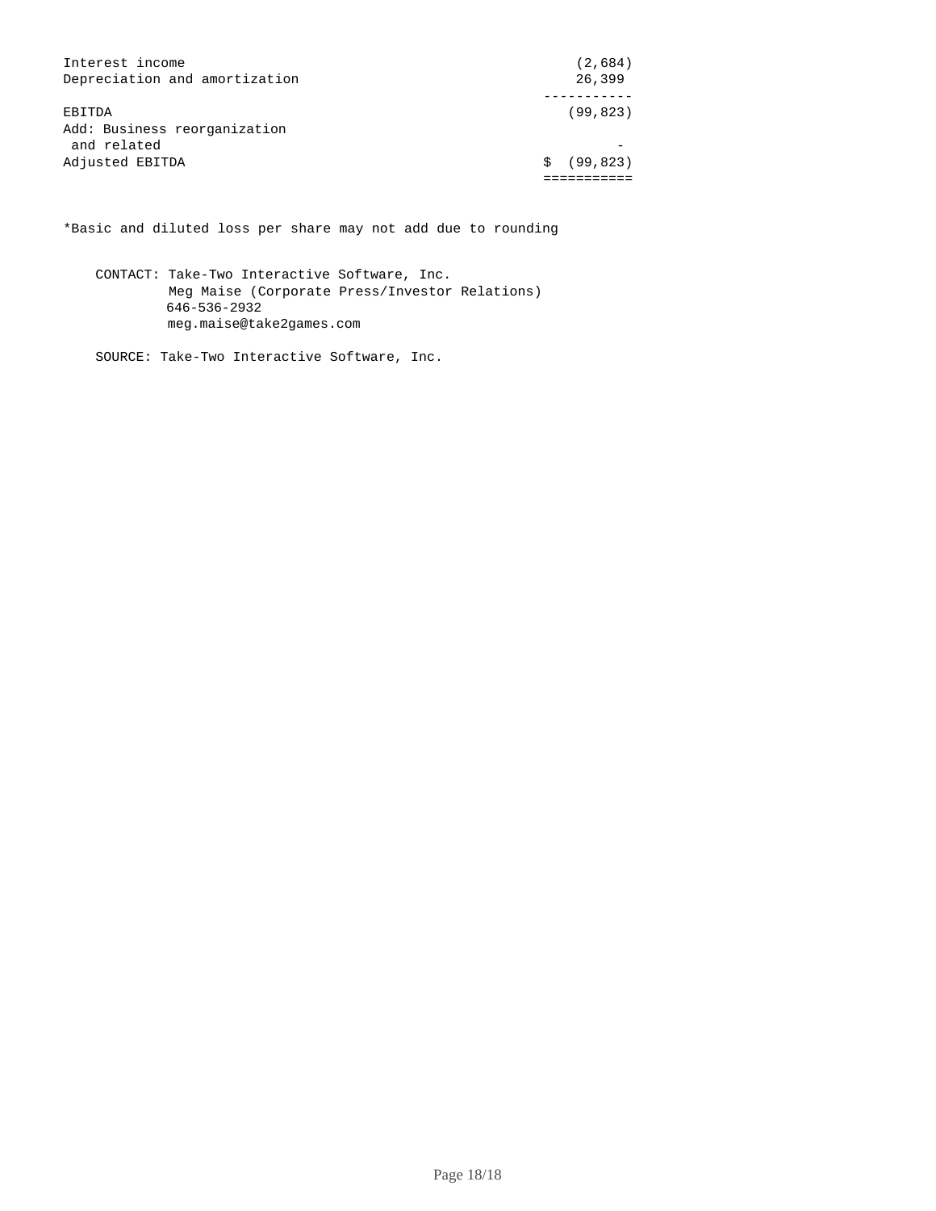| | |
|---|---|
| Interest income | (2,684) |
| Depreciation and amortization | 26,399 |
| EBITDA | (99,823) |
| Add: Business reorganization and related | - |
| Adjusted EBITDA | $ (99,823) |

*Basic and diluted loss per share may not add due to rounding

CONTACT: Take-Two Interactive Software, Inc.
Meg Maise (Corporate Press/Investor Relations)
646-536-2932
meg.maise@take2games.com

SOURCE: Take-Two Interactive Software, Inc.